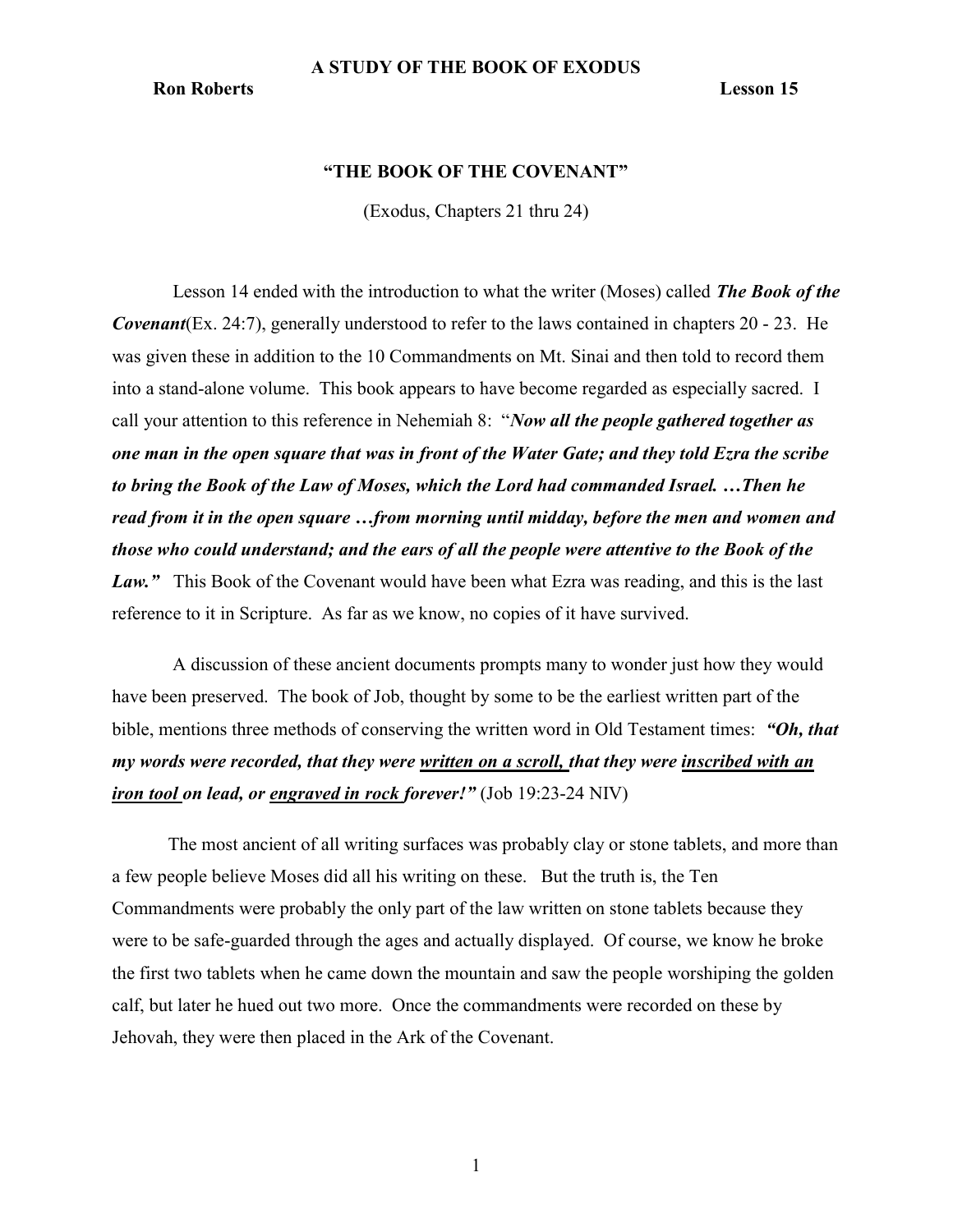**A STUDY OF THE BOOK OF EXODUS**

**Ron Roberts** **Lesson 15**

# "THE BOOK OF THE COVENANT"

(Exodus, Chapters 21 thru 24)

Lesson 14 ended with the introduction to what the writer (Moses) called ***The Book of the Covenant***(Ex. 24:7), generally understood to refer to the laws contained in chapters 20 - 23. He was given these in addition to the 10 Commandments on Mt. Sinai and then told to record them into a stand-alone volume. This book appears to have become regarded as especially sacred. I call your attention to this reference in Nehemiah 8: "***Now all the people gathered together as one man in the open square that was in front of the Water Gate; and they told Ezra the scribe to bring the Book of the Law of Moses, which the Lord had commanded Israel. …Then he read from it in the open square …from morning until midday, before the men and women and those who could understand; and the ears of all the people were attentive to the Book of the Law."*** This Book of the Covenant would have been what Ezra was reading, and this is the last reference to it in Scripture. As far as we know, no copies of it have survived.

A discussion of these ancient documents prompts many to wonder just how they would have been preserved. The book of Job, thought by some to be the earliest written part of the bible, mentions three methods of conserving the written word in Old Testament times: ***"Oh, that my words were recorded, that they were <u>written on a scroll,</u> that they were <u>inscribed with an iron tool</u> on lead, or <u>engraved in rock</u> forever!"*** (Job 19:23-24 NIV)

The most ancient of all writing surfaces was probably clay or stone tablets, and more than a few people believe Moses did all his writing on these. But the truth is, the Ten Commandments were probably the only part of the law written on stone tablets because they were to be safe-guarded through the ages and actually displayed. Of course, we know he broke the first two tablets when he came down the mountain and saw the people worshiping the golden calf, but later he hued out two more. Once the commandments were recorded on these by Jehovah, they were then placed in the Ark of the Covenant.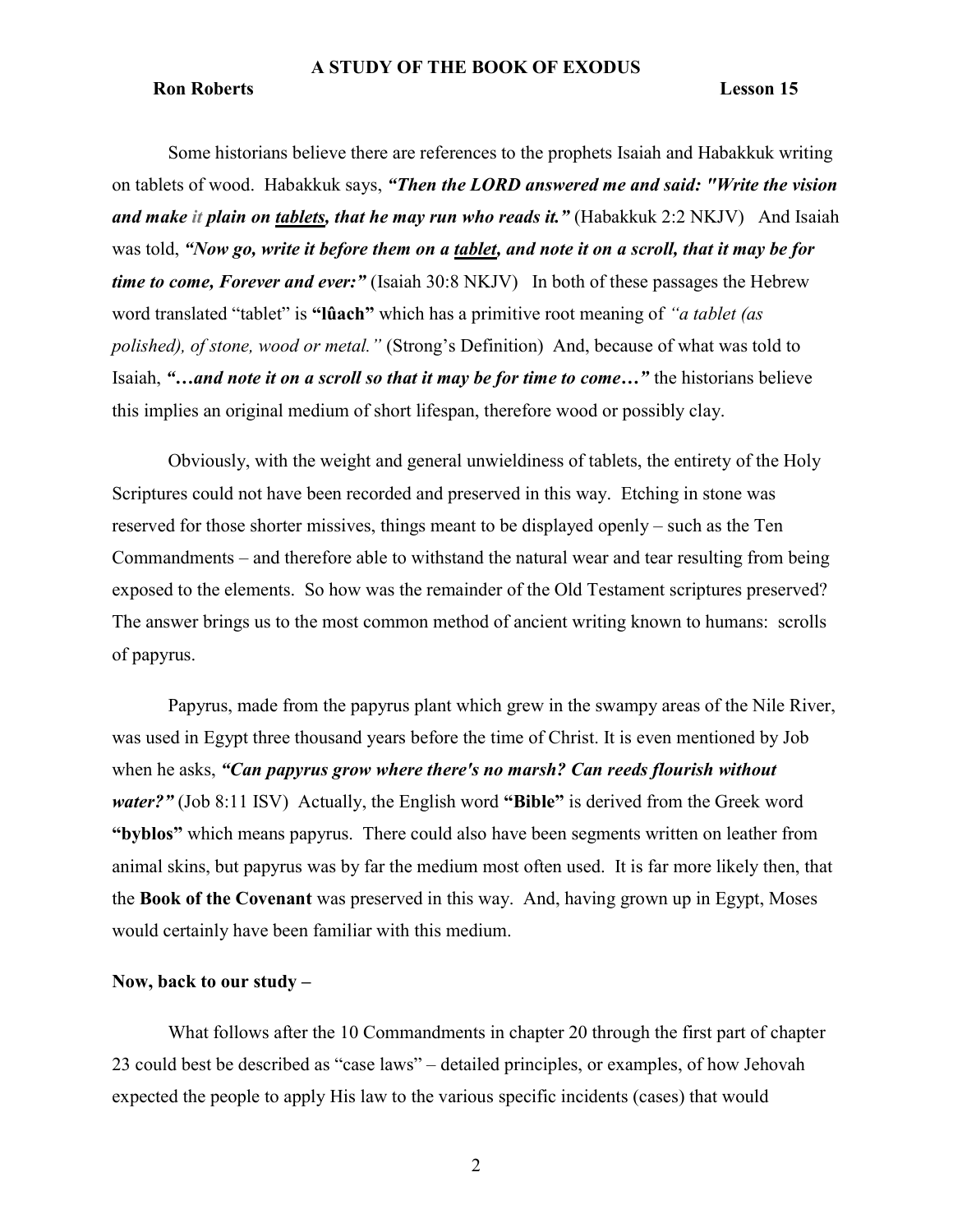Some historians believe there are references to the prophets Isaiah and Habakkuk writing on tablets of wood. Habakkuk says, ***"Then the LORD answered me and said: "Write the vision and make it plain on <u>tablets</u>, that he may run who reads it."*** (Habakkuk 2:2 NKJV) And Isaiah was told, ***"Now go, write it before them on a <u>tablet</u>, and note it on a scroll, that it may be for time to come, Forever and ever:"*** (Isaiah 30:8 NKJV) In both of these passages the Hebrew word translated "tablet" is **"lûach"** which has a primitive root meaning of *"a tablet (as polished), of stone, wood or metal."* (Strong's Definition) And, because of what was told to Isaiah, ***"…and note it on a scroll so that it may be for time to come…"*** the historians believe this implies an original medium of short lifespan, therefore wood or possibly clay.

Obviously, with the weight and general unwieldiness of tablets, the entirety of the Holy Scriptures could not have been recorded and preserved in this way. Etching in stone was reserved for those shorter missives, things meant to be displayed openly – such as the Ten Commandments – and therefore able to withstand the natural wear and tear resulting from being exposed to the elements. So how was the remainder of the Old Testament scriptures preserved? The answer brings us to the most common method of ancient writing known to humans: scrolls of papyrus.

Papyrus, made from the papyrus plant which grew in the swampy areas of the Nile River, was used in Egypt three thousand years before the time of Christ. It is even mentioned by Job when he asks, ***"Can papyrus grow where there's no marsh? Can reeds flourish without water?"*** (Job 8:11 ISV) Actually, the English word **"Bible"** is derived from the Greek word **"byblos"** which means papyrus. There could also have been segments written on leather from animal skins, but papyrus was by far the medium most often used. It is far more likely then, that the **Book of the Covenant** was preserved in this way. And, having grown up in Egypt, Moses would certainly have been familiar with this medium.

**Now, back to our study –**

What follows after the 10 Commandments in chapter 20 through the first part of chapter 23 could best be described as "case laws" – detailed principles, or examples, of how Jehovah expected the people to apply His law to the various specific incidents (cases) that would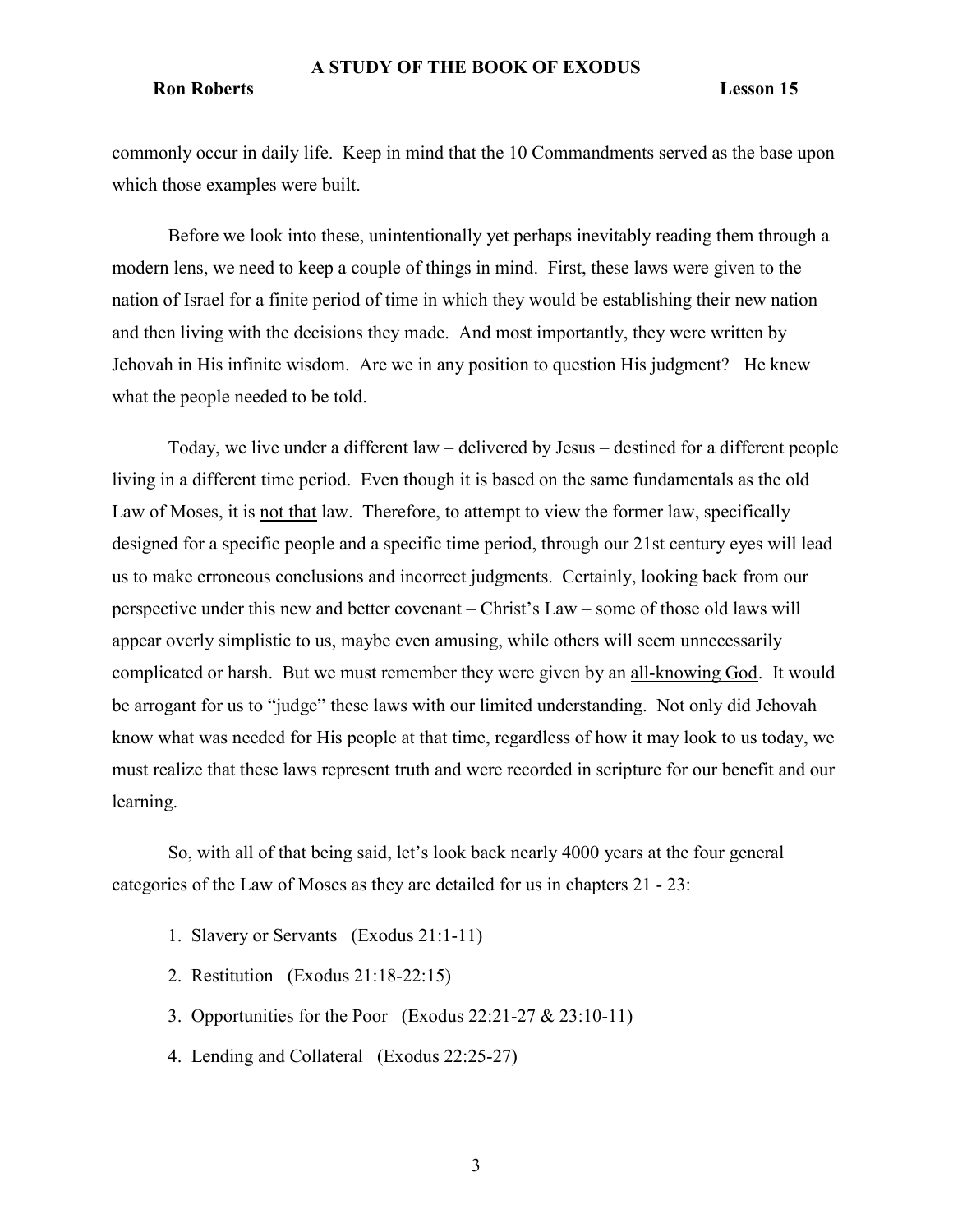commonly occur in daily life. Keep in mind that the 10 Commandments served as the base upon which those examples were built.

Before we look into these, unintentionally yet perhaps inevitably reading them through a modern lens, we need to keep a couple of things in mind. First, these laws were given to the nation of Israel for a finite period of time in which they would be establishing their new nation and then living with the decisions they made. And most importantly, they were written by Jehovah in His infinite wisdom. Are we in any position to question His judgment? He knew what the people needed to be told.

Today, we live under a different law – delivered by Jesus – destined for a different people living in a different time period. Even though it is based on the same fundamentals as the old Law of Moses, it is <u>not that</u> law. Therefore, to attempt to view the former law, specifically designed for a specific people and a specific time period, through our 21st century eyes will lead us to make erroneous conclusions and incorrect judgments. Certainly, looking back from our perspective under this new and better covenant – Christ's Law – some of those old laws will appear overly simplistic to us, maybe even amusing, while others will seem unnecessarily complicated or harsh. But we must remember they were given by an <u>all-knowing God</u>. It would be arrogant for us to "judge" these laws with our limited understanding. Not only did Jehovah know what was needed for His people at that time, regardless of how it may look to us today, we must realize that these laws represent truth and were recorded in scripture for our benefit and our learning.

So, with all of that being said, let's look back nearly 4000 years at the four general categories of the Law of Moses as they are detailed for us in chapters 21 - 23:

1. Slavery or Servants (Exodus 21:1-11)
2. Restitution (Exodus 21:18-22:15)
3. Opportunities for the Poor (Exodus 22:21-27 & 23:10-11)
4. Lending and Collateral (Exodus 22:25-27)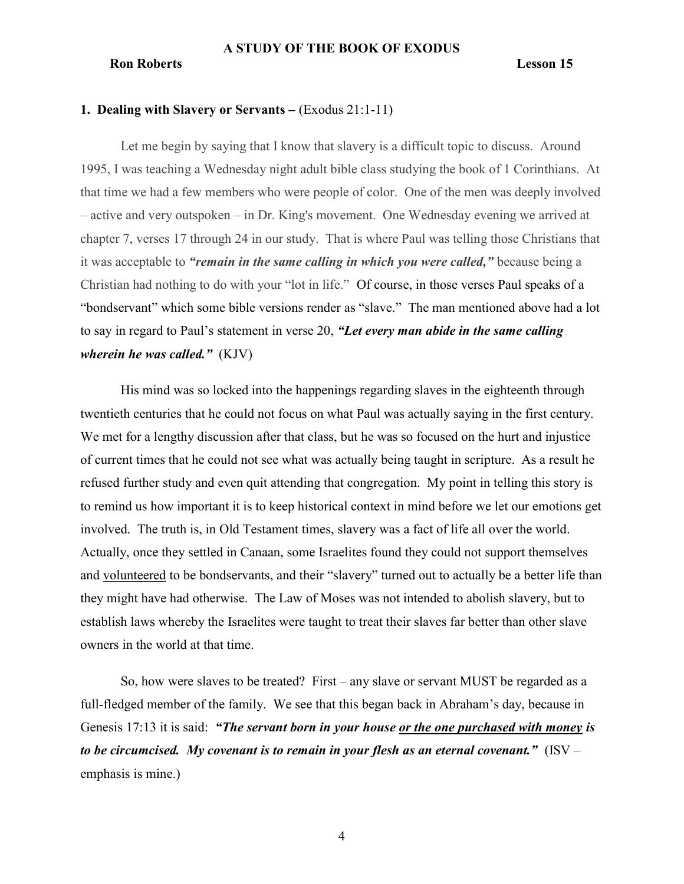## 1. Dealing with Slavery or Servants – (Exodus 21:1-11)

Let me begin by saying that I know that slavery is a difficult topic to discuss. Around 1995, I was teaching a Wednesday night adult bible class studying the book of 1 Corinthians. At that time we had a few members who were people of color. One of the men was deeply involved – active and very outspoken – in Dr. King's movement. One Wednesday evening we arrived at chapter 7, verses 17 through 24 in our study. That is where Paul was telling those Christians that it was acceptable to ***"remain in the same calling in which you were called,"*** because being a Christian had nothing to do with your "lot in life." Of course, in those verses Paul speaks of a "bondservant" which some bible versions render as "slave." The man mentioned above had a lot to say in regard to Paul's statement in verse 20, ***"Let every man abide in the same calling wherein he was called."*** (KJV)

His mind was so locked into the happenings regarding slaves in the eighteenth through twentieth centuries that he could not focus on what Paul was actually saying in the first century. We met for a lengthy discussion after that class, but he was so focused on the hurt and injustice of current times that he could not see what was actually being taught in scripture. As a result he refused further study and even quit attending that congregation. My point in telling this story is to remind us how important it is to keep historical context in mind before we let our emotions get involved. The truth is, in Old Testament times, slavery was a fact of life all over the world. Actually, once they settled in Canaan, some Israelites found they could not support themselves and <u>volunteered</u> to be bondservants, and their "slavery" turned out to actually be a better life than they might have had otherwise. The Law of Moses was not intended to abolish slavery, but to establish laws whereby the Israelites were taught to treat their slaves far better than other slave owners in the world at that time.

So, how were slaves to be treated? First – any slave or servant MUST be regarded as a full-fledged member of the family. We see that this began back in Abraham's day, because in Genesis 17:13 it is said: ***"The servant born in your house <u>or the one purchased with money</u> is to be circumcised. My covenant is to remain in your flesh as an eternal covenant."*** (ISV – emphasis is mine.)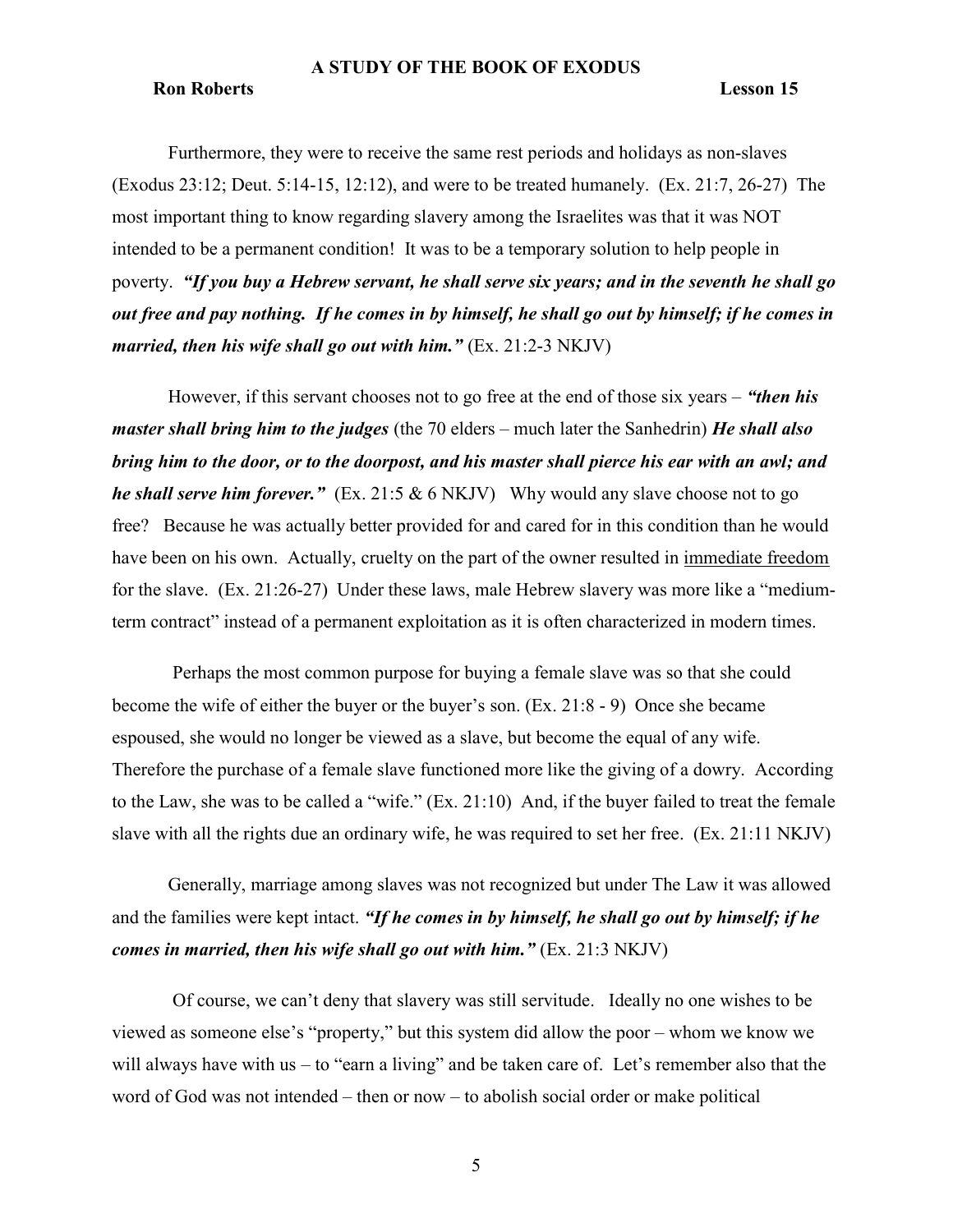Furthermore, they were to receive the same rest periods and holidays as non-slaves (Exodus 23:12; Deut. 5:14-15, 12:12), and were to be treated humanely. (Ex. 21:7, 26-27) The most important thing to know regarding slavery among the Israelites was that it was NOT intended to be a permanent condition! It was to be a temporary solution to help people in poverty. ***"If you buy a Hebrew servant, he shall serve six years; and in the seventh he shall go out free and pay nothing. If he comes in by himself, he shall go out by himself; if he comes in married, then his wife shall go out with him."*** (Ex. 21:2-3 NKJV)

However, if this servant chooses not to go free at the end of those six years – ***"then his master shall bring him to the judges*** (the 70 elders – much later the Sanhedrin) ***He shall also bring him to the door, or to the doorpost, and his master shall pierce his ear with an awl; and he shall serve him forever."*** (Ex. 21:5 & 6 NKJV) Why would any slave choose not to go free? Because he was actually better provided for and cared for in this condition than he would have been on his own. Actually, cruelty on the part of the owner resulted in immediate freedom for the slave. (Ex. 21:26-27) Under these laws, male Hebrew slavery was more like a "medium-term contract" instead of a permanent exploitation as it is often characterized in modern times.

Perhaps the most common purpose for buying a female slave was so that she could become the wife of either the buyer or the buyer's son. (Ex. 21:8 - 9) Once she became espoused, she would no longer be viewed as a slave, but become the equal of any wife. Therefore the purchase of a female slave functioned more like the giving of a dowry. According to the Law, she was to be called a "wife." (Ex. 21:10) And, if the buyer failed to treat the female slave with all the rights due an ordinary wife, he was required to set her free. (Ex. 21:11 NKJV)

Generally, marriage among slaves was not recognized but under The Law it was allowed and the families were kept intact. ***"If he comes in by himself, he shall go out by himself; if he comes in married, then his wife shall go out with him."*** (Ex. 21:3 NKJV)

Of course, we can't deny that slavery was still servitude. Ideally no one wishes to be viewed as someone else's "property," but this system did allow the poor – whom we know we will always have with us – to "earn a living" and be taken care of. Let's remember also that the word of God was not intended – then or now – to abolish social order or make political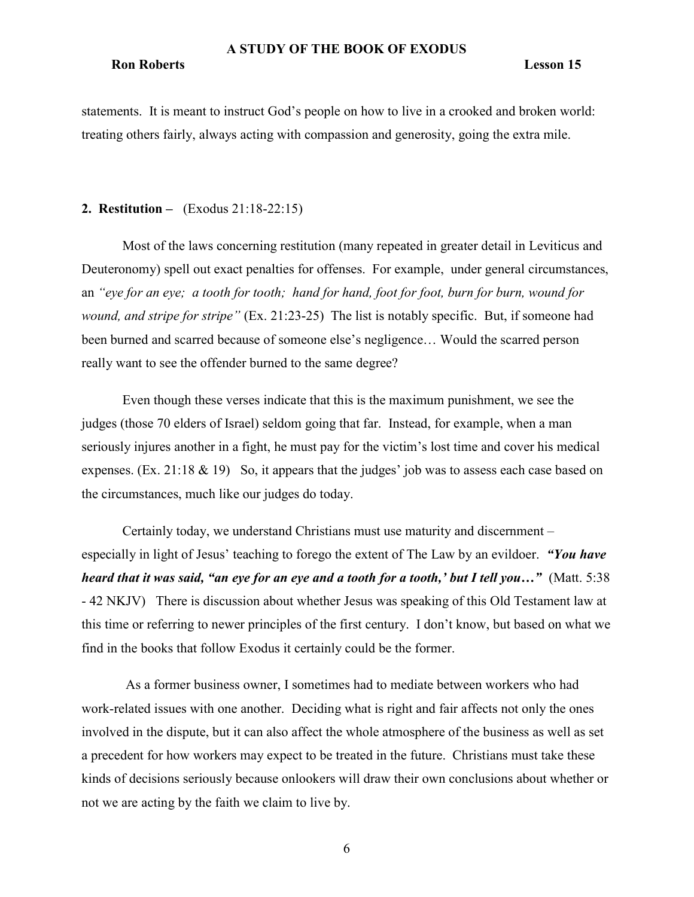statements. It is meant to instruct God's people on how to live in a crooked and broken world: treating others fairly, always acting with compassion and generosity, going the extra mile.

**2. Restitution –** (Exodus 21:18-22:15)

Most of the laws concerning restitution (many repeated in greater detail in Leviticus and Deuteronomy) spell out exact penalties for offenses. For example, under general circumstances, an *"eye for an eye; a tooth for tooth; hand for hand, foot for foot, burn for burn, wound for wound, and stripe for stripe"* (Ex. 21:23-25) The list is notably specific. But, if someone had been burned and scarred because of someone else's negligence… Would the scarred person really want to see the offender burned to the same degree?

Even though these verses indicate that this is the maximum punishment, we see the judges (those 70 elders of Israel) seldom going that far. Instead, for example, when a man seriously injures another in a fight, he must pay for the victim's lost time and cover his medical expenses. (Ex. 21:18 & 19) So, it appears that the judges' job was to assess each case based on the circumstances, much like our judges do today.

Certainly today, we understand Christians must use maturity and discernment – especially in light of Jesus' teaching to forego the extent of The Law by an evildoer. ***"You have heard that it was said, "an eye for an eye and a tooth for a tooth,' but I tell you…"*** (Matt. 5:38 - 42 NKJV) There is discussion about whether Jesus was speaking of this Old Testament law at this time or referring to newer principles of the first century. I don't know, but based on what we find in the books that follow Exodus it certainly could be the former.

As a former business owner, I sometimes had to mediate between workers who had work-related issues with one another. Deciding what is right and fair affects not only the ones involved in the dispute, but it can also affect the whole atmosphere of the business as well as set a precedent for how workers may expect to be treated in the future. Christians must take these kinds of decisions seriously because onlookers will draw their own conclusions about whether or not we are acting by the faith we claim to live by.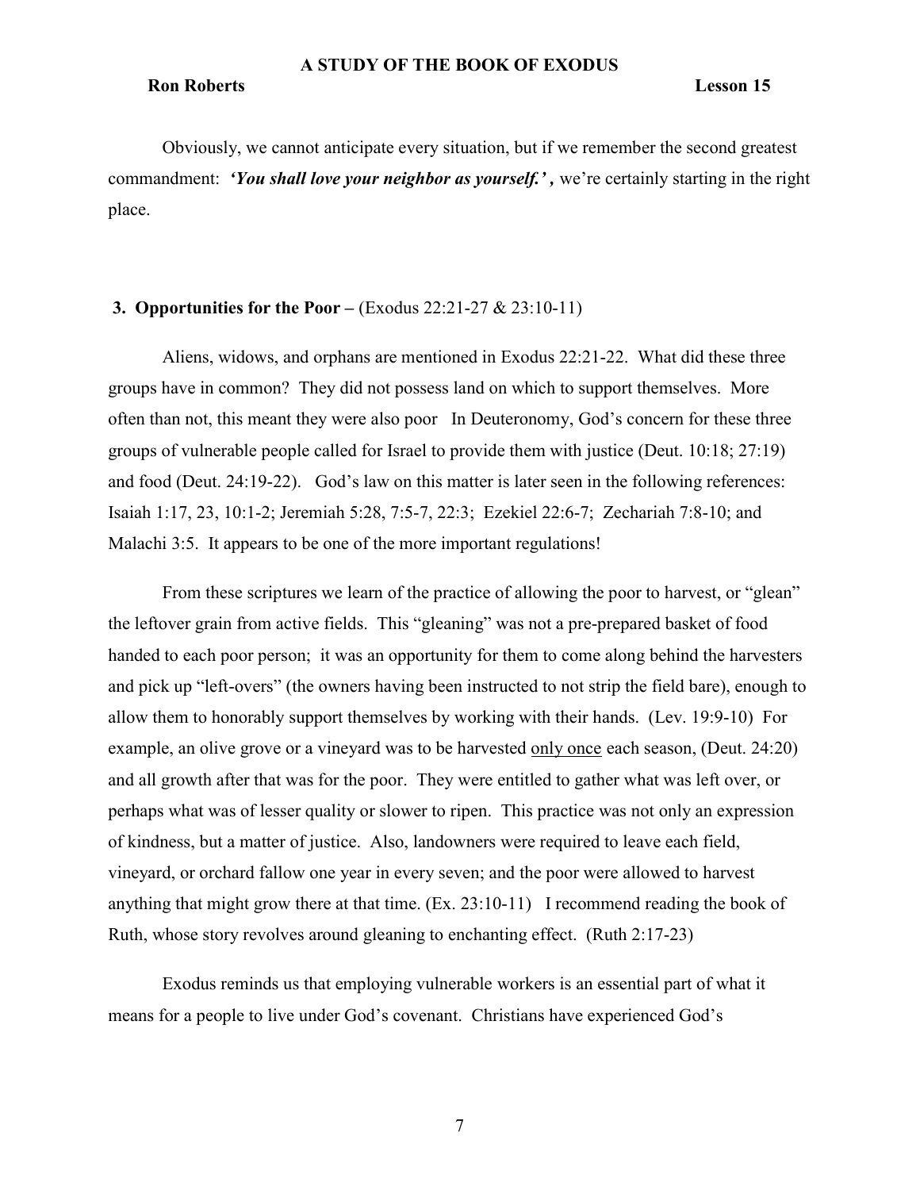Obviously, we cannot anticipate every situation, but if we remember the second greatest commandment: ***'You shall love your neighbor as yourself.' ,*** we're certainly starting in the right place.

**3. Opportunities for the Poor –** (Exodus 22:21-27 & 23:10-11)

Aliens, widows, and orphans are mentioned in Exodus 22:21-22. What did these three groups have in common? They did not possess land on which to support themselves. More often than not, this meant they were also poor In Deuteronomy, God's concern for these three groups of vulnerable people called for Israel to provide them with justice (Deut. 10:18; 27:19) and food (Deut. 24:19-22). God's law on this matter is later seen in the following references: Isaiah 1:17, 23, 10:1-2; Jeremiah 5:28, 7:5-7, 22:3; Ezekiel 22:6-7; Zechariah 7:8-10; and Malachi 3:5. It appears to be one of the more important regulations!

From these scriptures we learn of the practice of allowing the poor to harvest, or "glean" the leftover grain from active fields. This "gleaning" was not a pre-prepared basket of food handed to each poor person; it was an opportunity for them to come along behind the harvesters and pick up "left-overs" (the owners having been instructed to not strip the field bare), enough to allow them to honorably support themselves by working with their hands. (Lev. 19:9-10) For example, an olive grove or a vineyard was to be harvested <u>only once</u> each season, (Deut. 24:20) and all growth after that was for the poor. They were entitled to gather what was left over, or perhaps what was of lesser quality or slower to ripen. This practice was not only an expression of kindness, but a matter of justice. Also, landowners were required to leave each field, vineyard, or orchard fallow one year in every seven; and the poor were allowed to harvest anything that might grow there at that time. (Ex. 23:10-11) I recommend reading the book of Ruth, whose story revolves around gleaning to enchanting effect. (Ruth 2:17-23)

Exodus reminds us that employing vulnerable workers is an essential part of what it means for a people to live under God's covenant. Christians have experienced God's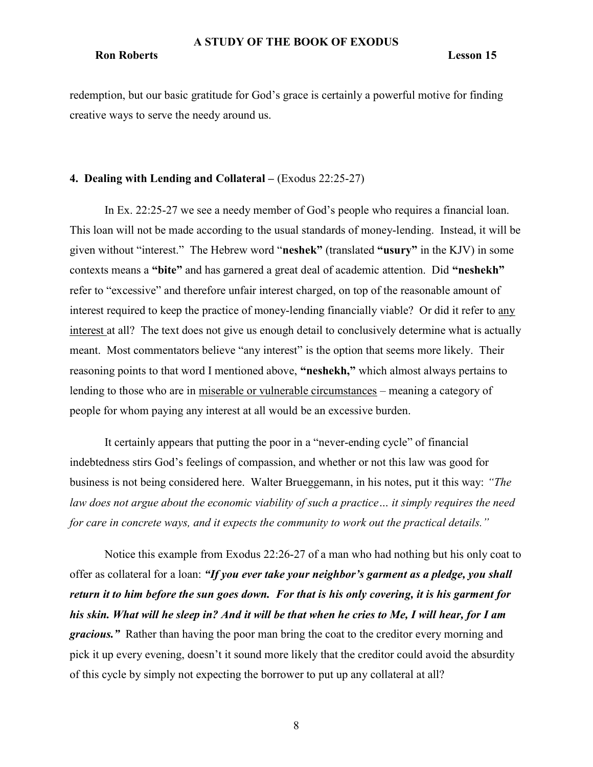redemption, but our basic gratitude for God's grace is certainly a powerful motive for finding creative ways to serve the needy around us.

**4. Dealing with Lending and Collateral –** (Exodus 22:25-27)

In Ex. 22:25-27 we see a needy member of God's people who requires a financial loan. This loan will not be made according to the usual standards of money-lending. Instead, it will be given without "interest." The Hebrew word "**neshek"** (translated **"usury"** in the KJV) in some contexts means a **"bite"** and has garnered a great deal of academic attention. Did **"neshekh"** refer to "excessive" and therefore unfair interest charged, on top of the reasonable amount of interest required to keep the practice of money-lending financially viable? Or did it refer to <u>any interest</u> at all? The text does not give us enough detail to conclusively determine what is actually meant. Most commentators believe "any interest" is the option that seems more likely. Their reasoning points to that word I mentioned above, **"neshekh,"** which almost always pertains to lending to those who are in <u>miserable or vulnerable circumstances</u> – meaning a category of people for whom paying any interest at all would be an excessive burden.

It certainly appears that putting the poor in a "never-ending cycle" of financial indebtedness stirs God's feelings of compassion, and whether or not this law was good for business is not being considered here. Walter Brueggemann, in his notes, put it this way: *"The law does not argue about the economic viability of such a practice… it simply requires the need for care in concrete ways, and it expects the community to work out the practical details."*

Notice this example from Exodus 22:26-27 of a man who had nothing but his only coat to offer as collateral for a loan: ***"If you ever take your neighbor's garment as a pledge, you shall return it to him before the sun goes down. For that is his only covering, it is his garment for his skin. What will he sleep in? And it will be that when he cries to Me, I will hear, for I am gracious."*** Rather than having the poor man bring the coat to the creditor every morning and pick it up every evening, doesn't it sound more likely that the creditor could avoid the absurdity of this cycle by simply not expecting the borrower to put up any collateral at all?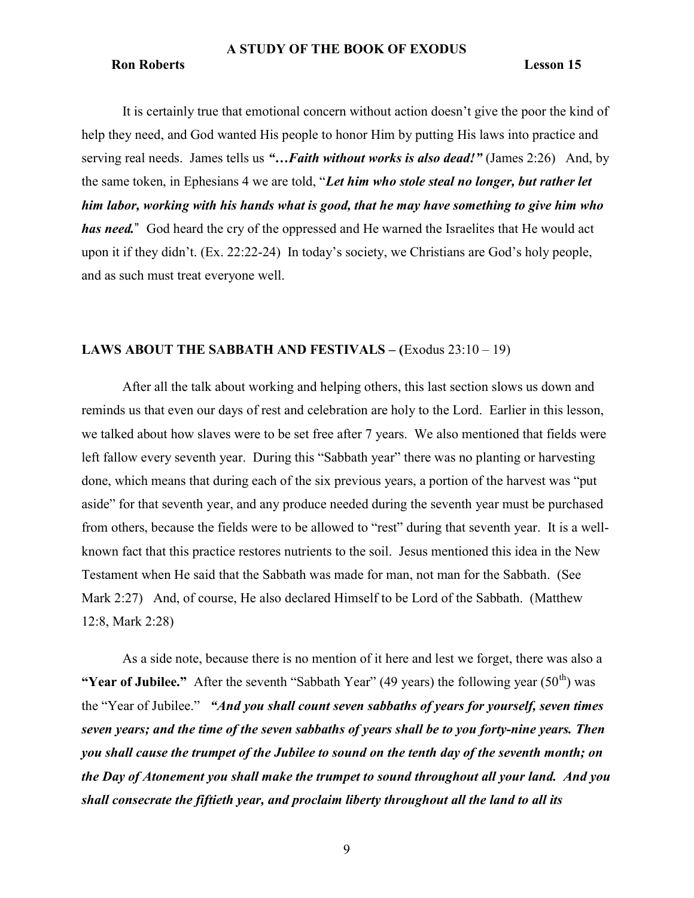It is certainly true that emotional concern without action doesn't give the poor the kind of help they need, and God wanted His people to honor Him by putting His laws into practice and serving real needs. James tells us ***"…Faith without works is also dead!"*** (James 2:26) And, by the same token, in Ephesians 4 we are told, "***Let him who stole steal no longer, but rather let him labor, working with his hands what is good, that he may have something to give him who has need.***" God heard the cry of the oppressed and He warned the Israelites that He would act upon it if they didn't. (Ex. 22:22-24) In today's society, we Christians are God's holy people, and as such must treat everyone well.

## LAWS ABOUT THE SABBATH AND FESTIVALS – (Exodus 23:10 – 19)

After all the talk about working and helping others, this last section slows us down and reminds us that even our days of rest and celebration are holy to the Lord. Earlier in this lesson, we talked about how slaves were to be set free after 7 years. We also mentioned that fields were left fallow every seventh year. During this "Sabbath year" there was no planting or harvesting done, which means that during each of the six previous years, a portion of the harvest was "put aside" for that seventh year, and any produce needed during the seventh year must be purchased from others, because the fields were to be allowed to "rest" during that seventh year. It is a well-known fact that this practice restores nutrients to the soil. Jesus mentioned this idea in the New Testament when He said that the Sabbath was made for man, not man for the Sabbath. (See Mark 2:27) And, of course, He also declared Himself to be Lord of the Sabbath. (Matthew 12:8, Mark 2:28)

As a side note, because there is no mention of it here and lest we forget, there was also a **"Year of Jubilee."** After the seventh "Sabbath Year" (49 years) the following year (50th) was the "Year of Jubilee." ***"And you shall count seven sabbaths of years for yourself, seven times seven years; and the time of the seven sabbaths of years shall be to you forty-nine years. Then you shall cause the trumpet of the Jubilee to sound on the tenth day of the seventh month; on the Day of Atonement you shall make the trumpet to sound throughout all your land. And you shall consecrate the fiftieth year, and proclaim liberty throughout all the land to all its***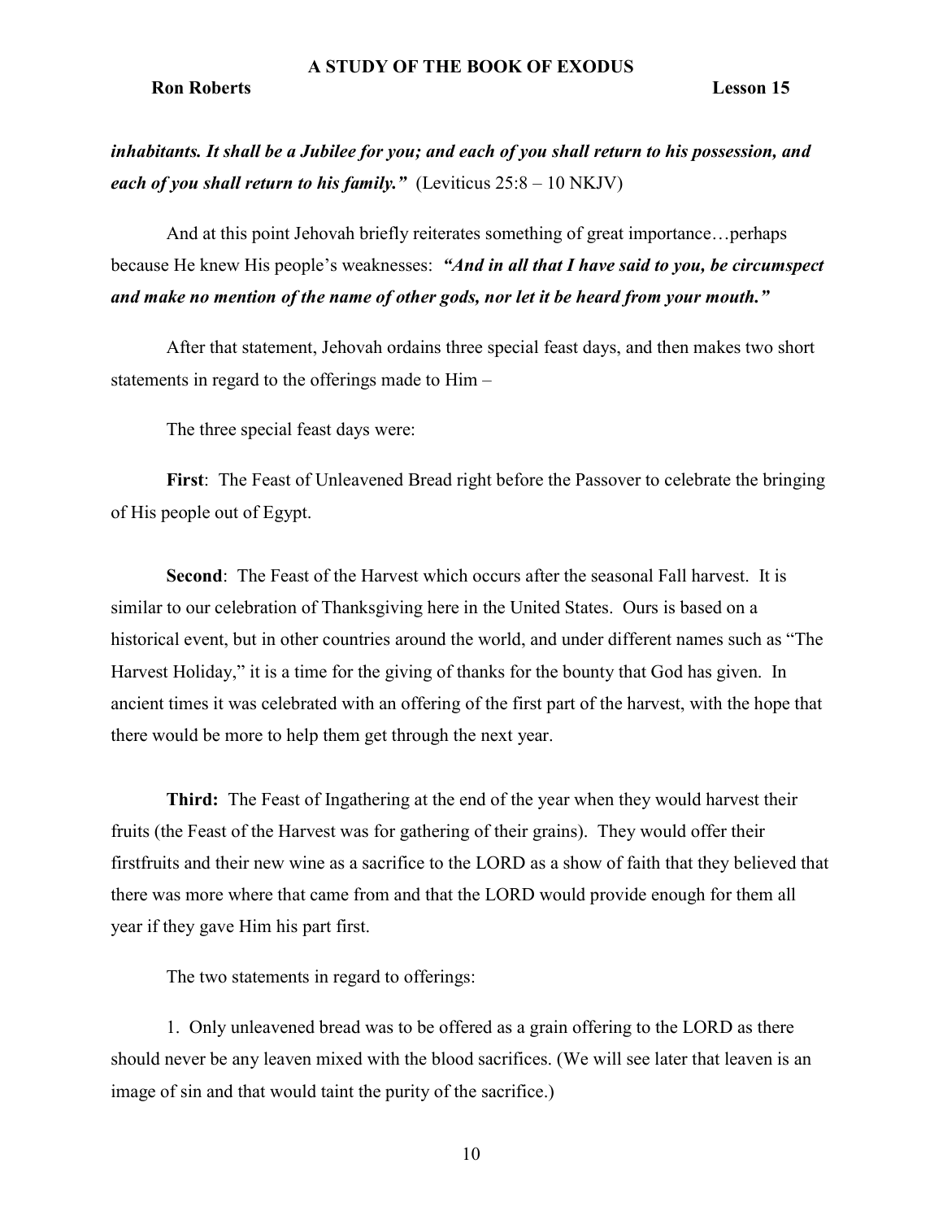***inhabitants. It shall be a Jubilee for you; and each of you shall return to his possession, and each of you shall return to his family."*** (Leviticus 25:8 – 10 NKJV)

And at this point Jehovah briefly reiterates something of great importance…perhaps because He knew His people's weaknesses: ***"And in all that I have said to you, be circumspect and make no mention of the name of other gods, nor let it be heard from your mouth."***

After that statement, Jehovah ordains three special feast days, and then makes two short statements in regard to the offerings made to Him –

The three special feast days were:

**First**: The Feast of Unleavened Bread right before the Passover to celebrate the bringing of His people out of Egypt.

**Second**: The Feast of the Harvest which occurs after the seasonal Fall harvest. It is similar to our celebration of Thanksgiving here in the United States. Ours is based on a historical event, but in other countries around the world, and under different names such as "The Harvest Holiday," it is a time for the giving of thanks for the bounty that God has given. In ancient times it was celebrated with an offering of the first part of the harvest, with the hope that there would be more to help them get through the next year.

**Third:** The Feast of Ingathering at the end of the year when they would harvest their fruits (the Feast of the Harvest was for gathering of their grains). They would offer their firstfruits and their new wine as a sacrifice to the LORD as a show of faith that they believed that there was more where that came from and that the LORD would provide enough for them all year if they gave Him his part first.

The two statements in regard to offerings:

1. Only unleavened bread was to be offered as a grain offering to the LORD as there should never be any leaven mixed with the blood sacrifices. (We will see later that leaven is an image of sin and that would taint the purity of the sacrifice.)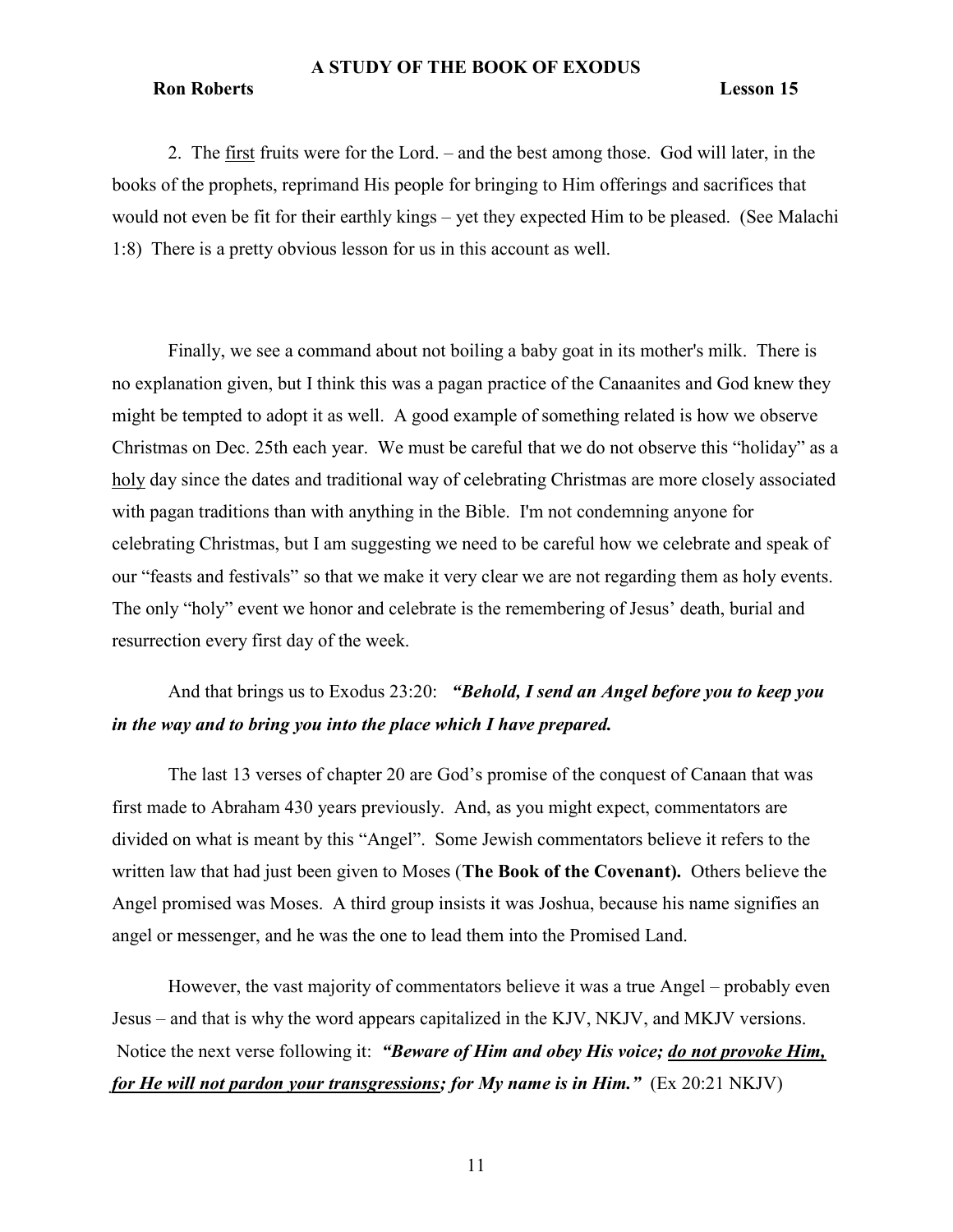2. The <u>first</u> fruits were for the Lord. – and the best among those. God will later, in the books of the prophets, reprimand His people for bringing to Him offerings and sacrifices that would not even be fit for their earthly kings – yet they expected Him to be pleased. (See Malachi 1:8) There is a pretty obvious lesson for us in this account as well.

Finally, we see a command about not boiling a baby goat in its mother's milk. There is no explanation given, but I think this was a pagan practice of the Canaanites and God knew they might be tempted to adopt it as well. A good example of something related is how we observe Christmas on Dec. 25th each year. We must be careful that we do not observe this "holiday" as a <u>holy</u> day since the dates and traditional way of celebrating Christmas are more closely associated with pagan traditions than with anything in the Bible. I'm not condemning anyone for celebrating Christmas, but I am suggesting we need to be careful how we celebrate and speak of our "feasts and festivals" so that we make it very clear we are not regarding them as holy events. The only "holy" event we honor and celebrate is the remembering of Jesus' death, burial and resurrection every first day of the week.

And that brings us to Exodus 23:20: ***"Behold, I send an Angel before you to keep you in the way and to bring you into the place which I have prepared.***

The last 13 verses of chapter 20 are God's promise of the conquest of Canaan that was first made to Abraham 430 years previously. And, as you might expect, commentators are divided on what is meant by this "Angel". Some Jewish commentators believe it refers to the written law that had just been given to Moses (**The Book of the Covenant).** Others believe the Angel promised was Moses. A third group insists it was Joshua, because his name signifies an angel or messenger, and he was the one to lead them into the Promised Land.

However, the vast majority of commentators believe it was a true Angel – probably even Jesus – and that is why the word appears capitalized in the KJV, NKJV, and MKJV versions. Notice the next verse following it: ***"Beware of Him and obey His voice; <u>do not provoke Him, for He will not pardon your transgressions</u>; for My name is in Him."*** (Ex 20:21 NKJV)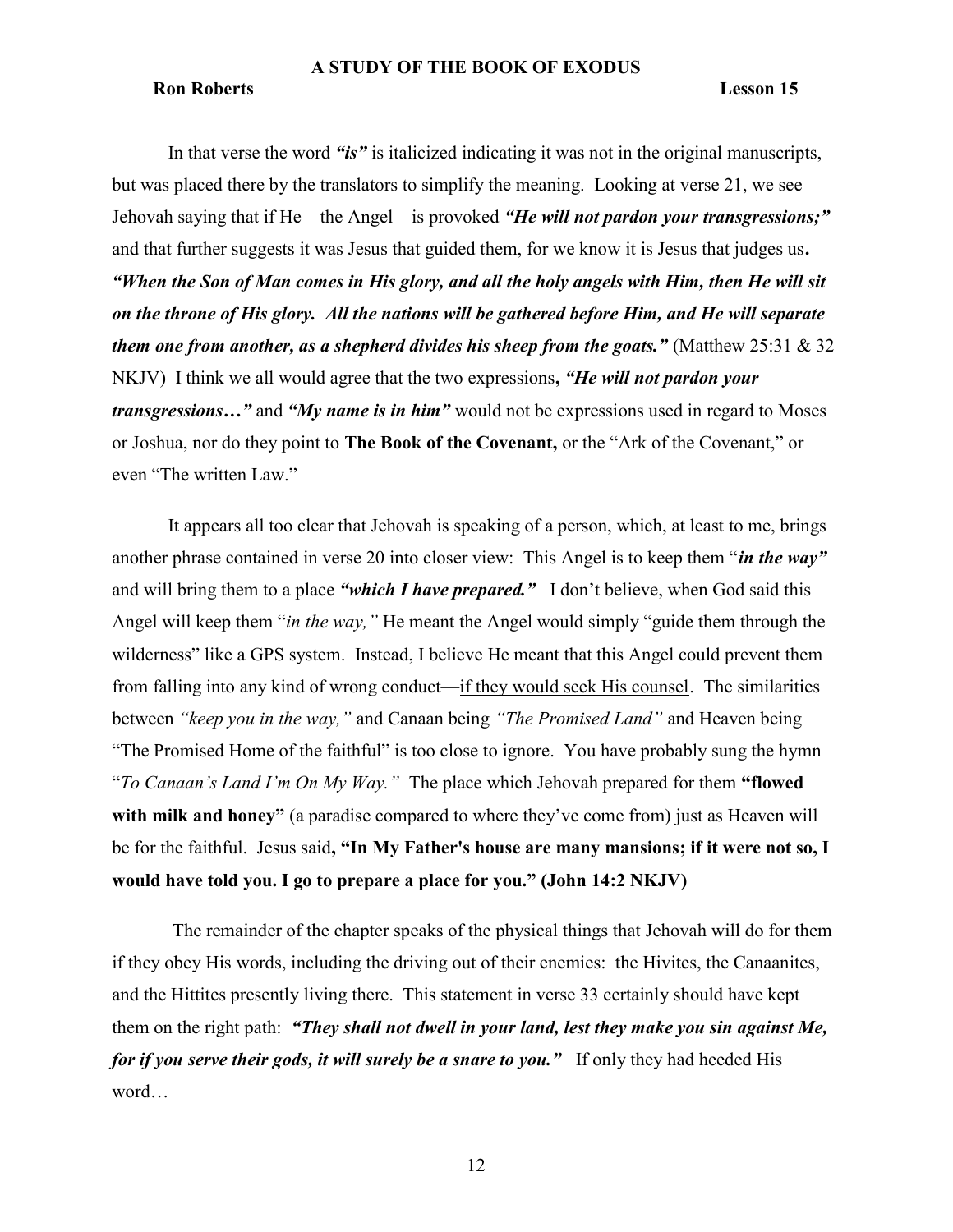In that verse the word ***"is"*** is italicized indicating it was not in the original manuscripts, but was placed there by the translators to simplify the meaning. Looking at verse 21, we see Jehovah saying that if He – the Angel – is provoked ***"He will not pardon your transgressions;"*** and that further suggests it was Jesus that guided them, for we know it is Jesus that judges us**.** ***"When the Son of Man comes in His glory, and all the holy angels with Him, then He will sit on the throne of His glory. All the nations will be gathered before Him, and He will separate them one from another, as a shepherd divides his sheep from the goats."*** (Matthew 25:31 & 32 NKJV) I think we all would agree that the two expressions**,** ***"He will not pardon your transgressions…"*** and ***"My name is in him"*** would not be expressions used in regard to Moses or Joshua, nor do they point to **The Book of the Covenant,** or the "Ark of the Covenant," or even "The written Law."

It appears all too clear that Jehovah is speaking of a person, which, at least to me, brings another phrase contained in verse 20 into closer view: This Angel is to keep them "***in the way"*** and will bring them to a place ***"which I have prepared."*** I don't believe, when God said this Angel will keep them "*in the way,"* He meant the Angel would simply "guide them through the wilderness" like a GPS system. Instead, I believe He meant that this Angel could prevent them from falling into any kind of wrong conduct—<u>if they would seek His counsel</u>. The similarities between *"keep you in the way,"* and Canaan being *"The Promised Land"* and Heaven being "The Promised Home of the faithful" is too close to ignore. You have probably sung the hymn "*To Canaan's Land I'm On My Way."* The place which Jehovah prepared for them **"flowed with milk and honey"** (a paradise compared to where they've come from) just as Heaven will be for the faithful. Jesus said**, "In My Father's house are many mansions; if it were not so, I would have told you. I go to prepare a place for you." (John 14:2 NKJV)**

The remainder of the chapter speaks of the physical things that Jehovah will do for them if they obey His words, including the driving out of their enemies: the Hivites, the Canaanites, and the Hittites presently living there. This statement in verse 33 certainly should have kept them on the right path: ***"They shall not dwell in your land, lest they make you sin against Me, for if you serve their gods, it will surely be a snare to you."*** If only they had heeded His word…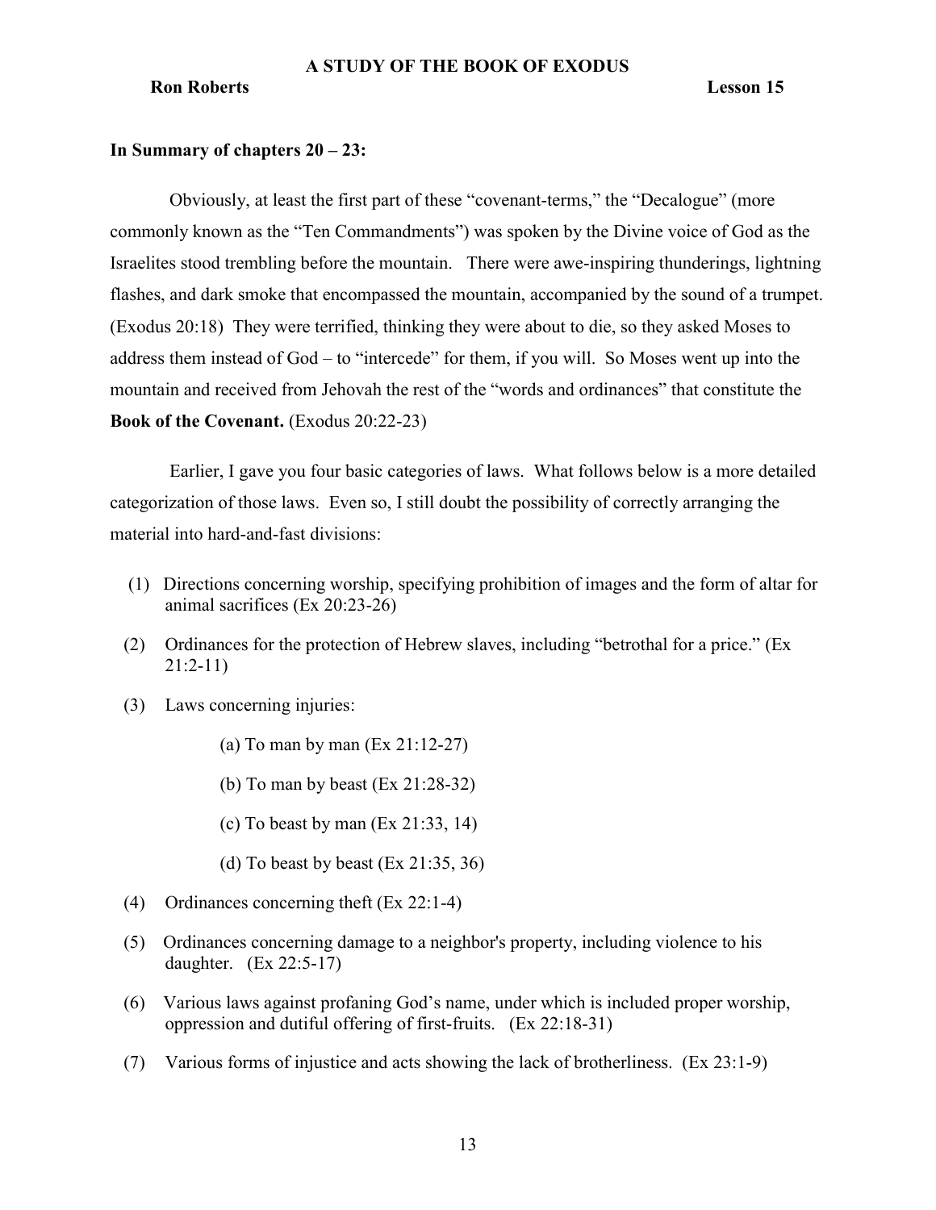**A STUDY OF THE BOOK OF EXODUS**

**Ron Roberts** **Lesson 15**

**In Summary of chapters 20 – 23:**

Obviously, at least the first part of these "covenant-terms," the "Decalogue" (more commonly known as the "Ten Commandments") was spoken by the Divine voice of God as the Israelites stood trembling before the mountain. There were awe-inspiring thunderings, lightning flashes, and dark smoke that encompassed the mountain, accompanied by the sound of a trumpet. (Exodus 20:18) They were terrified, thinking they were about to die, so they asked Moses to address them instead of God – to "intercede" for them, if you will. So Moses went up into the mountain and received from Jehovah the rest of the "words and ordinances" that constitute the **Book of the Covenant.** (Exodus 20:22-23)

Earlier, I gave you four basic categories of laws. What follows below is a more detailed categorization of those laws. Even so, I still doubt the possibility of correctly arranging the material into hard-and-fast divisions:

(1) Directions concerning worship, specifying prohibition of images and the form of altar for animal sacrifices (Ex 20:23-26)

(2) Ordinances for the protection of Hebrew slaves, including "betrothal for a price." (Ex 21:2-11)

(3) Laws concerning injuries:

- (a) To man by man (Ex 21:12-27)
- (b) To man by beast (Ex 21:28-32)
- (c) To beast by man (Ex 21:33, 14)
- (d) To beast by beast (Ex 21:35, 36)

(4) Ordinances concerning theft (Ex 22:1-4)

(5) Ordinances concerning damage to a neighbor's property, including violence to his daughter. (Ex 22:5-17)

(6) Various laws against profaning God's name, under which is included proper worship, oppression and dutiful offering of first-fruits. (Ex 22:18-31)

(7) Various forms of injustice and acts showing the lack of brotherliness. (Ex 23:1-9)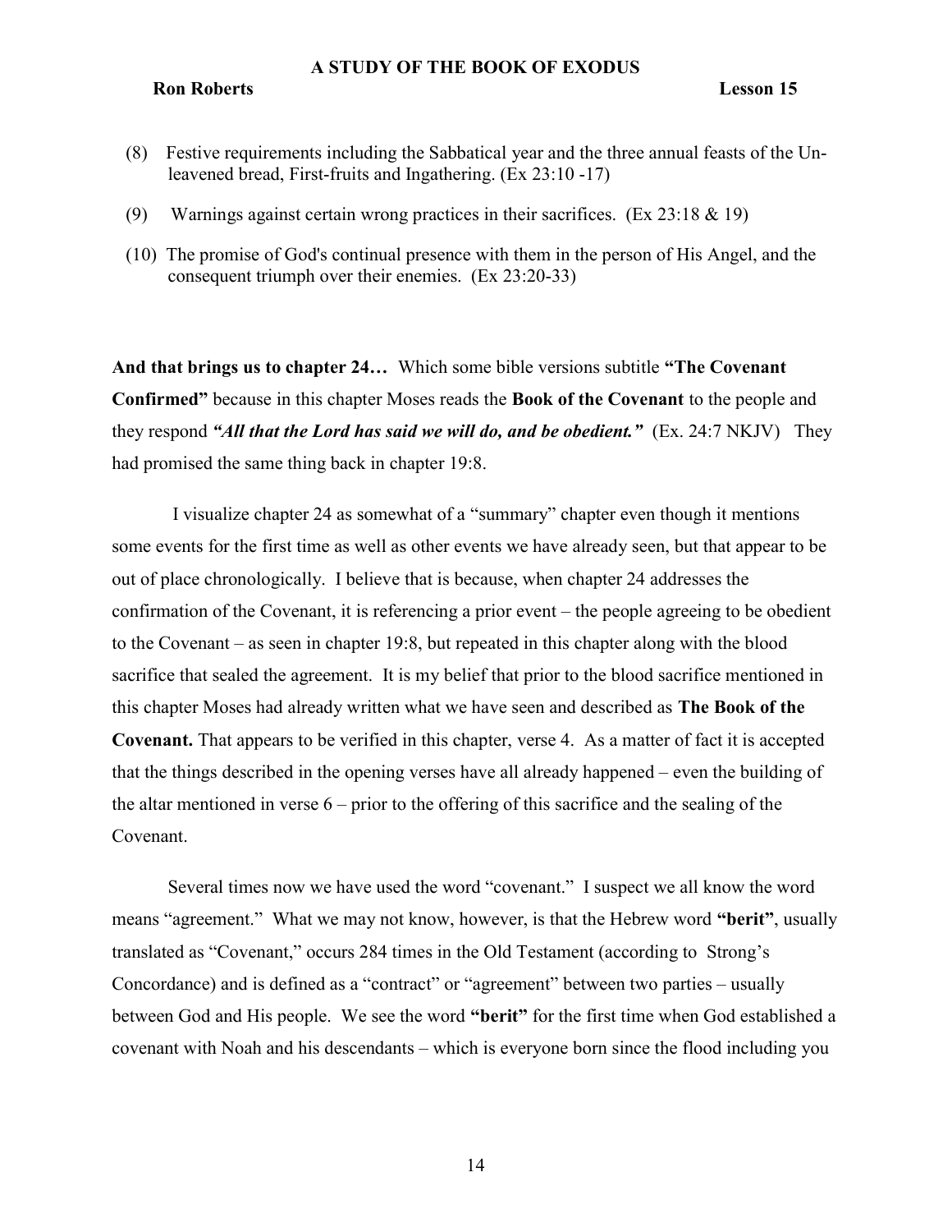(8) Festive requirements including the Sabbatical year and the three annual feasts of the Unleavened bread, First-fruits and Ingathering. (Ex 23:10 -17)

(9) Warnings against certain wrong practices in their sacrifices. (Ex 23:18 & 19)

(10) The promise of God's continual presence with them in the person of His Angel, and the consequent triumph over their enemies. (Ex 23:20-33)

**And that brings us to chapter 24…** Which some bible versions subtitle **"The Covenant Confirmed"** because in this chapter Moses reads the **Book of the Covenant** to the people and they respond ***"All that the Lord has said we will do, and be obedient."*** (Ex. 24:7 NKJV) They had promised the same thing back in chapter 19:8.

I visualize chapter 24 as somewhat of a "summary" chapter even though it mentions some events for the first time as well as other events we have already seen, but that appear to be out of place chronologically. I believe that is because, when chapter 24 addresses the confirmation of the Covenant, it is referencing a prior event – the people agreeing to be obedient to the Covenant – as seen in chapter 19:8, but repeated in this chapter along with the blood sacrifice that sealed the agreement. It is my belief that prior to the blood sacrifice mentioned in this chapter Moses had already written what we have seen and described as **The Book of the Covenant.** That appears to be verified in this chapter, verse 4. As a matter of fact it is accepted that the things described in the opening verses have all already happened – even the building of the altar mentioned in verse 6 – prior to the offering of this sacrifice and the sealing of the Covenant.

Several times now we have used the word "covenant." I suspect we all know the word means "agreement." What we may not know, however, is that the Hebrew word **"berit"**, usually translated as "Covenant," occurs 284 times in the Old Testament (according to Strong's Concordance) and is defined as a "contract" or "agreement" between two parties – usually between God and His people. We see the word **"berit"** for the first time when God established a covenant with Noah and his descendants – which is everyone born since the flood including you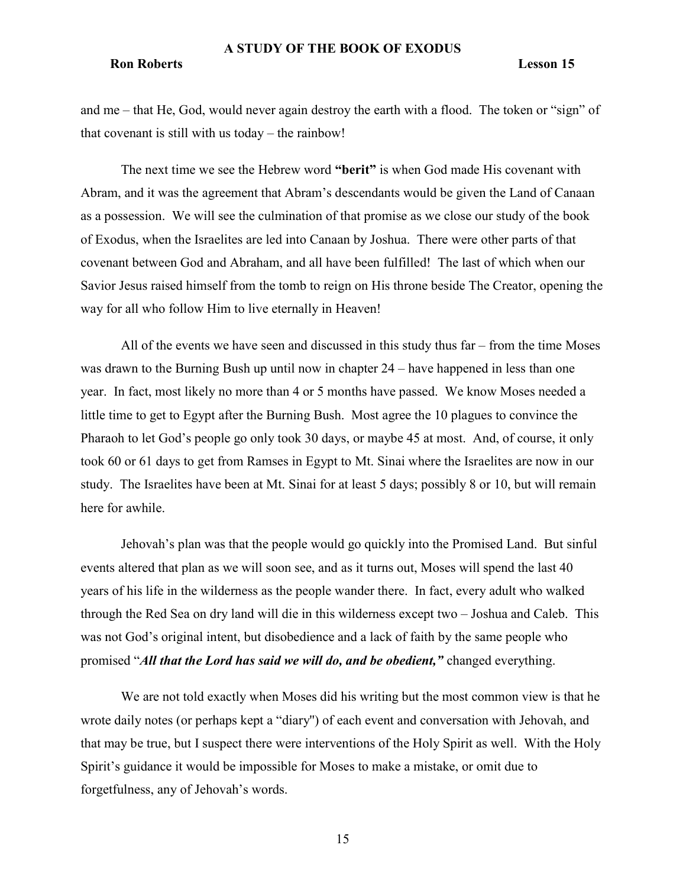and me – that He, God, would never again destroy the earth with a flood. The token or "sign" of that covenant is still with us today – the rainbow!

The next time we see the Hebrew word **"berit"** is when God made His covenant with Abram, and it was the agreement that Abram's descendants would be given the Land of Canaan as a possession. We will see the culmination of that promise as we close our study of the book of Exodus, when the Israelites are led into Canaan by Joshua. There were other parts of that covenant between God and Abraham, and all have been fulfilled! The last of which when our Savior Jesus raised himself from the tomb to reign on His throne beside The Creator, opening the way for all who follow Him to live eternally in Heaven!

All of the events we have seen and discussed in this study thus far – from the time Moses was drawn to the Burning Bush up until now in chapter 24 – have happened in less than one year. In fact, most likely no more than 4 or 5 months have passed. We know Moses needed a little time to get to Egypt after the Burning Bush. Most agree the 10 plagues to convince the Pharaoh to let God's people go only took 30 days, or maybe 45 at most. And, of course, it only took 60 or 61 days to get from Ramses in Egypt to Mt. Sinai where the Israelites are now in our study. The Israelites have been at Mt. Sinai for at least 5 days; possibly 8 or 10, but will remain here for awhile.

Jehovah's plan was that the people would go quickly into the Promised Land. But sinful events altered that plan as we will soon see, and as it turns out, Moses will spend the last 40 years of his life in the wilderness as the people wander there. In fact, every adult who walked through the Red Sea on dry land will die in this wilderness except two – Joshua and Caleb. This was not God's original intent, but disobedience and a lack of faith by the same people who promised "***All that the Lord has said we will do, and be obedient,"*** changed everything.

We are not told exactly when Moses did his writing but the most common view is that he wrote daily notes (or perhaps kept a "diary") of each event and conversation with Jehovah, and that may be true, but I suspect there were interventions of the Holy Spirit as well. With the Holy Spirit's guidance it would be impossible for Moses to make a mistake, or omit due to forgetfulness, any of Jehovah's words.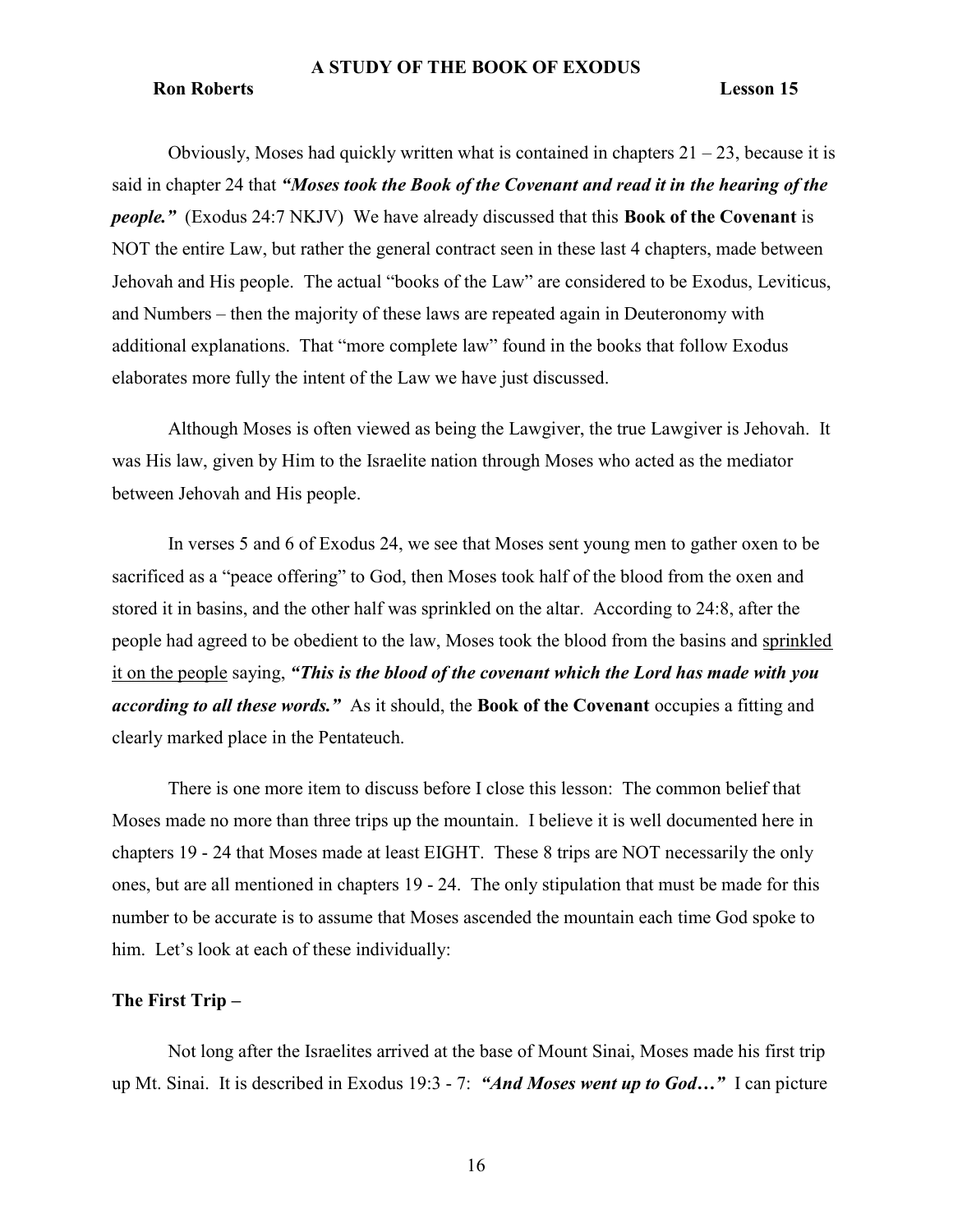Obviously, Moses had quickly written what is contained in chapters 21 – 23, because it is said in chapter 24 that ***"Moses took the Book of the Covenant and read it in the hearing of the people."*** (Exodus 24:7 NKJV) We have already discussed that this **Book of the Covenant** is NOT the entire Law, but rather the general contract seen in these last 4 chapters, made between Jehovah and His people. The actual "books of the Law" are considered to be Exodus, Leviticus, and Numbers – then the majority of these laws are repeated again in Deuteronomy with additional explanations. That "more complete law" found in the books that follow Exodus elaborates more fully the intent of the Law we have just discussed.

Although Moses is often viewed as being the Lawgiver, the true Lawgiver is Jehovah. It was His law, given by Him to the Israelite nation through Moses who acted as the mediator between Jehovah and His people.

In verses 5 and 6 of Exodus 24, we see that Moses sent young men to gather oxen to be sacrificed as a "peace offering" to God, then Moses took half of the blood from the oxen and stored it in basins, and the other half was sprinkled on the altar. According to 24:8, after the people had agreed to be obedient to the law, Moses took the blood from the basins and <u>sprinkled it on the people</u> saying, ***"This is the blood of the covenant which the Lord has made with you according to all these words."*** As it should, the **Book of the Covenant** occupies a fitting and clearly marked place in the Pentateuch.

There is one more item to discuss before I close this lesson: The common belief that Moses made no more than three trips up the mountain. I believe it is well documented here in chapters 19 - 24 that Moses made at least EIGHT. These 8 trips are NOT necessarily the only ones, but are all mentioned in chapters 19 - 24. The only stipulation that must be made for this number to be accurate is to assume that Moses ascended the mountain each time God spoke to him. Let's look at each of these individually:

**The First Trip –**

Not long after the Israelites arrived at the base of Mount Sinai, Moses made his first trip up Mt. Sinai. It is described in Exodus 19:3 - 7: ***"And Moses went up to God…"*** I can picture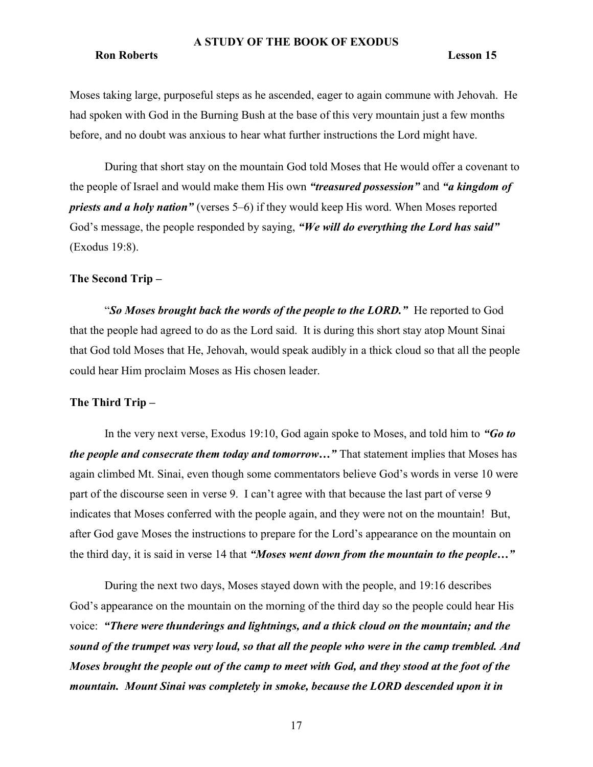Moses taking large, purposeful steps as he ascended, eager to again commune with Jehovah. He had spoken with God in the Burning Bush at the base of this very mountain just a few months before, and no doubt was anxious to hear what further instructions the Lord might have.

During that short stay on the mountain God told Moses that He would offer a covenant to the people of Israel and would make them His own ***"treasured possession"*** and ***"a kingdom of priests and a holy nation"*** (verses 5–6) if they would keep His word. When Moses reported God's message, the people responded by saying, ***"We will do everything the Lord has said"*** (Exodus 19:8).

**The Second Trip –**

"***So Moses brought back the words of the people to the LORD."*** He reported to God that the people had agreed to do as the Lord said. It is during this short stay atop Mount Sinai that God told Moses that He, Jehovah, would speak audibly in a thick cloud so that all the people could hear Him proclaim Moses as His chosen leader.

**The Third Trip –**

In the very next verse, Exodus 19:10, God again spoke to Moses, and told him to ***"Go to the people and consecrate them today and tomorrow…"*** That statement implies that Moses has again climbed Mt. Sinai, even though some commentators believe God's words in verse 10 were part of the discourse seen in verse 9. I can't agree with that because the last part of verse 9 indicates that Moses conferred with the people again, and they were not on the mountain! But, after God gave Moses the instructions to prepare for the Lord's appearance on the mountain on the third day, it is said in verse 14 that ***"Moses went down from the mountain to the people…"***

During the next two days, Moses stayed down with the people, and 19:16 describes God's appearance on the mountain on the morning of the third day so the people could hear His voice: ***"There were thunderings and lightnings, and a thick cloud on the mountain; and the sound of the trumpet was very loud, so that all the people who were in the camp trembled. And Moses brought the people out of the camp to meet with God, and they stood at the foot of the mountain. Mount Sinai was completely in smoke, because the LORD descended upon it in***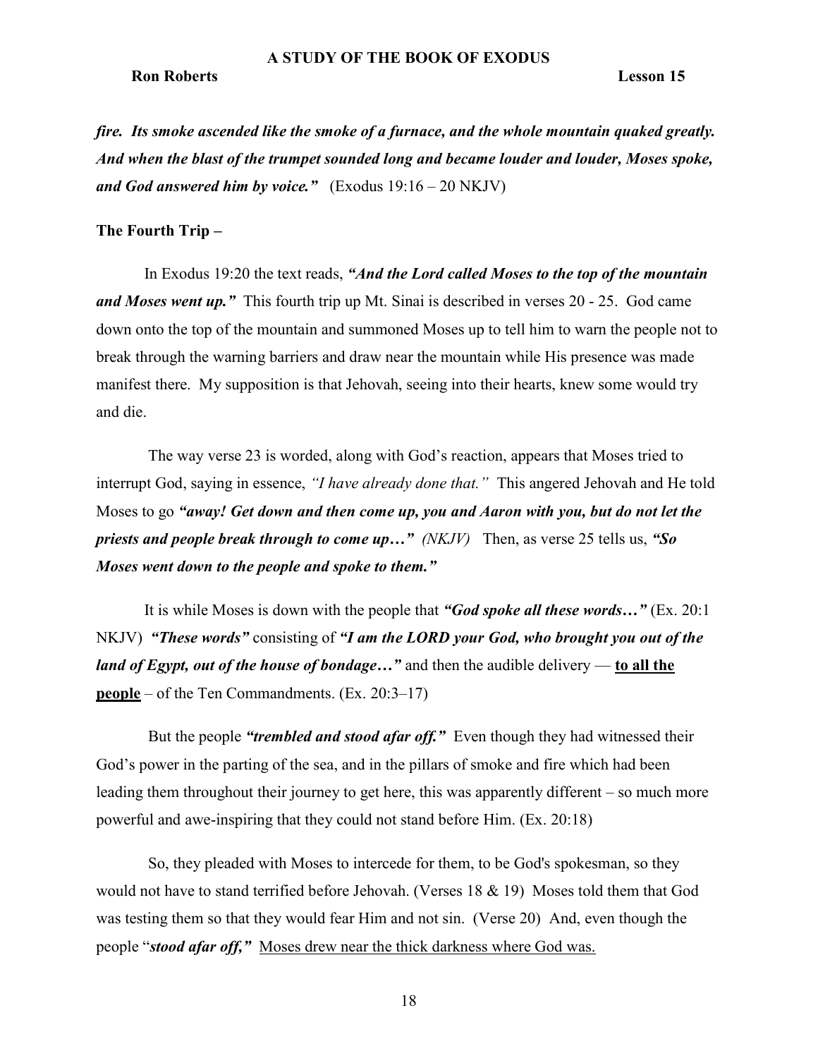***fire. Its smoke ascended like the smoke of a furnace, and the whole mountain quaked greatly. And when the blast of the trumpet sounded long and became louder and louder, Moses spoke, and God answered him by voice."*** (Exodus 19:16 – 20 NKJV)

**The Fourth Trip –**

In Exodus 19:20 the text reads, ***"And the Lord called Moses to the top of the mountain and Moses went up."*** This fourth trip up Mt. Sinai is described in verses 20 - 25. God came down onto the top of the mountain and summoned Moses up to tell him to warn the people not to break through the warning barriers and draw near the mountain while His presence was made manifest there. My supposition is that Jehovah, seeing into their hearts, knew some would try and die.

The way verse 23 is worded, along with God's reaction, appears that Moses tried to interrupt God, saying in essence, *"I have already done that."* This angered Jehovah and He told Moses to go ***"away! Get down and then come up, you and Aaron with you, but do not let the priests and people break through to come up…"*** *(NKJV)* Then, as verse 25 tells us, ***"So Moses went down to the people and spoke to them."***

It is while Moses is down with the people that ***"God spoke all these words…"*** (Ex. 20:1 NKJV) ***"These words"*** consisting of ***"I am the LORD your God, who brought you out of the land of Egypt, out of the house of bondage…"*** and then the audible delivery — <u>**to all the people**</u> – of the Ten Commandments. (Ex. 20:3–17)

But the people ***"trembled and stood afar off."*** Even though they had witnessed their God's power in the parting of the sea, and in the pillars of smoke and fire which had been leading them throughout their journey to get here, this was apparently different – so much more powerful and awe-inspiring that they could not stand before Him. (Ex. 20:18)

So, they pleaded with Moses to intercede for them, to be God's spokesman, so they would not have to stand terrified before Jehovah. (Verses 18 & 19) Moses told them that God was testing them so that they would fear Him and not sin. (Verse 20) And, even though the people "***stood afar off,"*** <u>Moses drew near the thick darkness where God was.</u>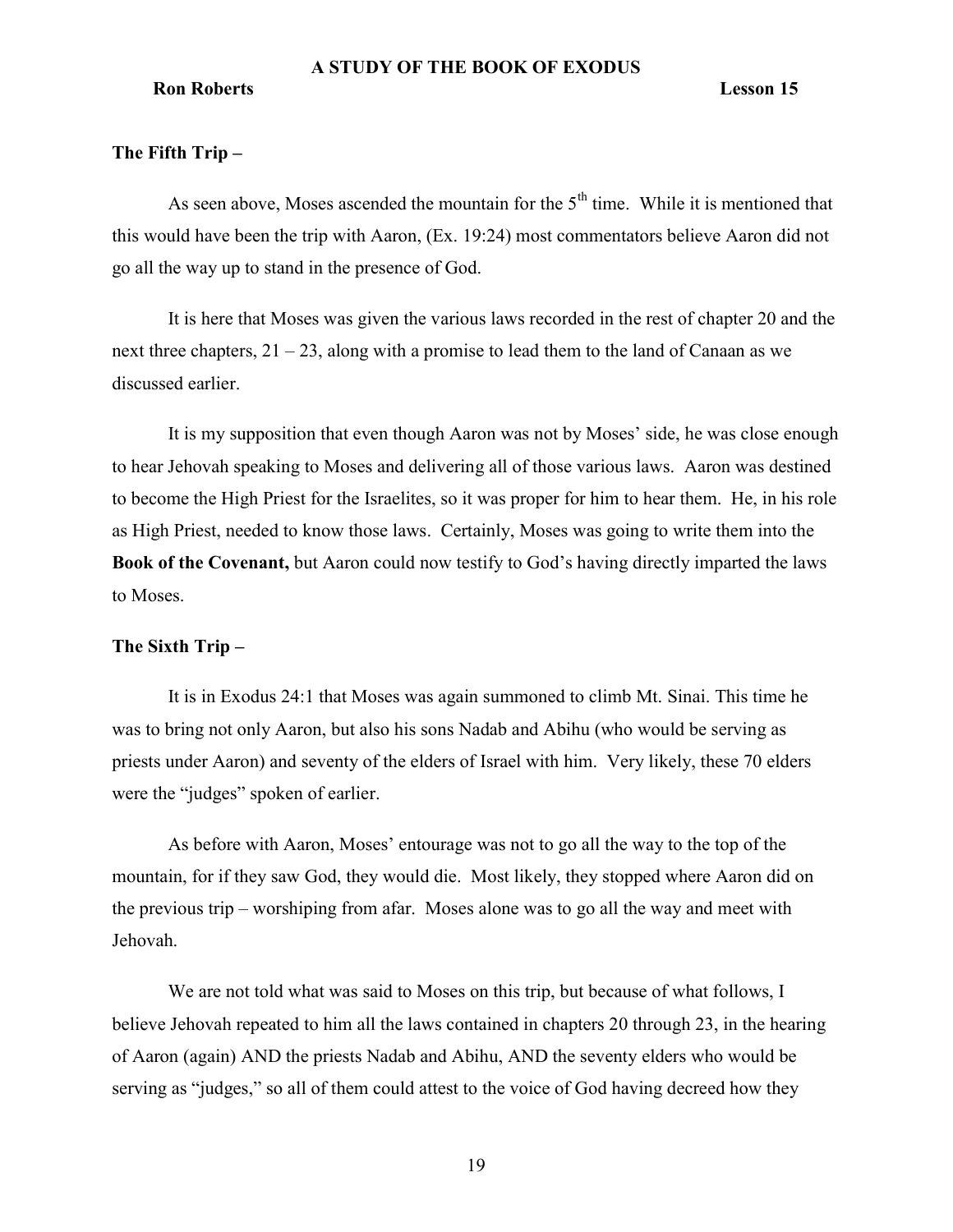**The Fifth Trip –**

As seen above, Moses ascended the mountain for the 5th time. While it is mentioned that this would have been the trip with Aaron, (Ex. 19:24) most commentators believe Aaron did not go all the way up to stand in the presence of God.

It is here that Moses was given the various laws recorded in the rest of chapter 20 and the next three chapters, 21 – 23, along with a promise to lead them to the land of Canaan as we discussed earlier.

It is my supposition that even though Aaron was not by Moses' side, he was close enough to hear Jehovah speaking to Moses and delivering all of those various laws. Aaron was destined to become the High Priest for the Israelites, so it was proper for him to hear them. He, in his role as High Priest, needed to know those laws. Certainly, Moses was going to write them into the **Book of the Covenant,** but Aaron could now testify to God's having directly imparted the laws to Moses.

**The Sixth Trip –**

It is in Exodus 24:1 that Moses was again summoned to climb Mt. Sinai. This time he was to bring not only Aaron, but also his sons Nadab and Abihu (who would be serving as priests under Aaron) and seventy of the elders of Israel with him. Very likely, these 70 elders were the "judges" spoken of earlier.

As before with Aaron, Moses' entourage was not to go all the way to the top of the mountain, for if they saw God, they would die. Most likely, they stopped where Aaron did on the previous trip – worshiping from afar. Moses alone was to go all the way and meet with Jehovah.

We are not told what was said to Moses on this trip, but because of what follows, I believe Jehovah repeated to him all the laws contained in chapters 20 through 23, in the hearing of Aaron (again) AND the priests Nadab and Abihu, AND the seventy elders who would be serving as "judges," so all of them could attest to the voice of God having decreed how they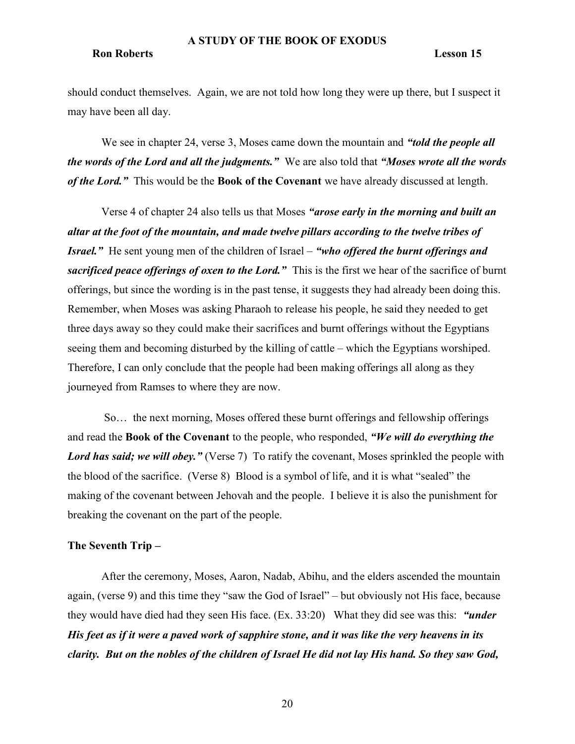should conduct themselves. Again, we are not told how long they were up there, but I suspect it may have been all day.

We see in chapter 24, verse 3, Moses came down the mountain and ***"told the people all the words of the Lord and all the judgments."*** We are also told that ***"Moses wrote all the words of the Lord."*** This would be the **Book of the Covenant** we have already discussed at length.

Verse 4 of chapter 24 also tells us that Moses ***"arose early in the morning and built an altar at the foot of the mountain, and made twelve pillars according to the twelve tribes of Israel."*** He sent young men of the children of Israel – ***"who offered the burnt offerings and sacrificed peace offerings of oxen to the Lord."*** This is the first we hear of the sacrifice of burnt offerings, but since the wording is in the past tense, it suggests they had already been doing this. Remember, when Moses was asking Pharaoh to release his people, he said they needed to get three days away so they could make their sacrifices and burnt offerings without the Egyptians seeing them and becoming disturbed by the killing of cattle – which the Egyptians worshiped. Therefore, I can only conclude that the people had been making offerings all along as they journeyed from Ramses to where they are now.

So… the next morning, Moses offered these burnt offerings and fellowship offerings and read the **Book of the Covenant** to the people, who responded, ***"We will do everything the Lord has said; we will obey."*** (Verse 7) To ratify the covenant, Moses sprinkled the people with the blood of the sacrifice. (Verse 8) Blood is a symbol of life, and it is what "sealed" the making of the covenant between Jehovah and the people. I believe it is also the punishment for breaking the covenant on the part of the people.

**The Seventh Trip –**

After the ceremony, Moses, Aaron, Nadab, Abihu, and the elders ascended the mountain again, (verse 9) and this time they "saw the God of Israel" – but obviously not His face, because they would have died had they seen His face. (Ex. 33:20) What they did see was this: ***"under His feet as if it were a paved work of sapphire stone, and it was like the very heavens in its clarity. But on the nobles of the children of Israel He did not lay His hand. So they saw God,***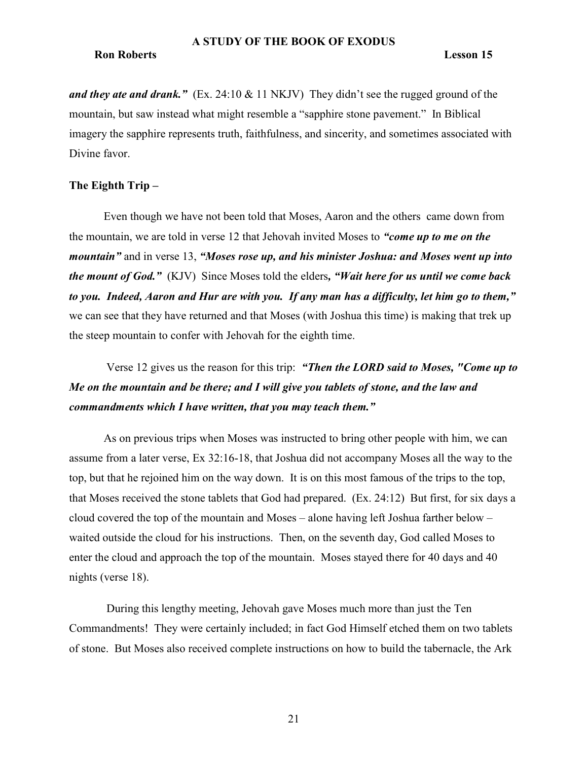***and they ate and drank."*** (Ex. 24:10 & 11 NKJV) They didn't see the rugged ground of the mountain, but saw instead what might resemble a "sapphire stone pavement." In Biblical imagery the sapphire represents truth, faithfulness, and sincerity, and sometimes associated with Divine favor.

**The Eighth Trip –**

Even though we have not been told that Moses, Aaron and the others came down from the mountain, we are told in verse 12 that Jehovah invited Moses to ***"come up to me on the mountain"*** and in verse 13, ***"Moses rose up, and his minister Joshua: and Moses went up into the mount of God."*** (KJV) Since Moses told the elders***, "Wait here for us until we come back to you. Indeed, Aaron and Hur are with you. If any man has a difficulty, let him go to them,"*** we can see that they have returned and that Moses (with Joshua this time) is making that trek up the steep mountain to confer with Jehovah for the eighth time.

Verse 12 gives us the reason for this trip: ***"Then the LORD said to Moses, "Come up to Me on the mountain and be there; and I will give you tablets of stone, and the law and commandments which I have written, that you may teach them."***

As on previous trips when Moses was instructed to bring other people with him, we can assume from a later verse, Ex 32:16-18, that Joshua did not accompany Moses all the way to the top, but that he rejoined him on the way down. It is on this most famous of the trips to the top, that Moses received the stone tablets that God had prepared. (Ex. 24:12) But first, for six days a cloud covered the top of the mountain and Moses – alone having left Joshua farther below – waited outside the cloud for his instructions. Then, on the seventh day, God called Moses to enter the cloud and approach the top of the mountain. Moses stayed there for 40 days and 40 nights (verse 18).

During this lengthy meeting, Jehovah gave Moses much more than just the Ten Commandments! They were certainly included; in fact God Himself etched them on two tablets of stone. But Moses also received complete instructions on how to build the tabernacle, the Ark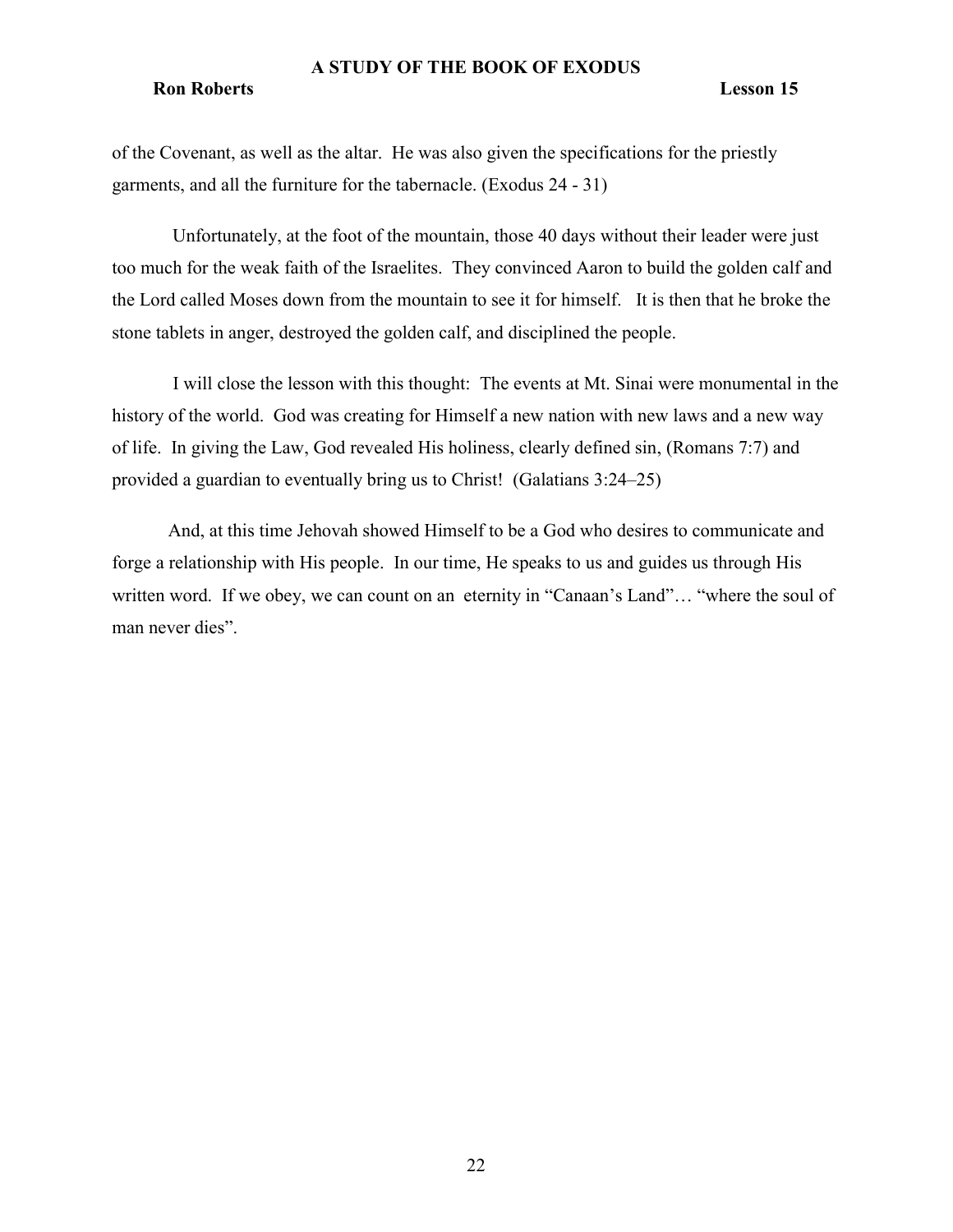of the Covenant, as well as the altar. He was also given the specifications for the priestly garments, and all the furniture for the tabernacle. (Exodus 24 - 31)

Unfortunately, at the foot of the mountain, those 40 days without their leader were just too much for the weak faith of the Israelites. They convinced Aaron to build the golden calf and the Lord called Moses down from the mountain to see it for himself. It is then that he broke the stone tablets in anger, destroyed the golden calf, and disciplined the people.

I will close the lesson with this thought: The events at Mt. Sinai were monumental in the history of the world. God was creating for Himself a new nation with new laws and a new way of life. In giving the Law, God revealed His holiness, clearly defined sin, (Romans 7:7) and provided a guardian to eventually bring us to Christ! (Galatians 3:24–25)

And, at this time Jehovah showed Himself to be a God who desires to communicate and forge a relationship with His people. In our time, He speaks to us and guides us through His written word. If we obey, we can count on an eternity in "Canaan's Land"… "where the soul of man never dies".